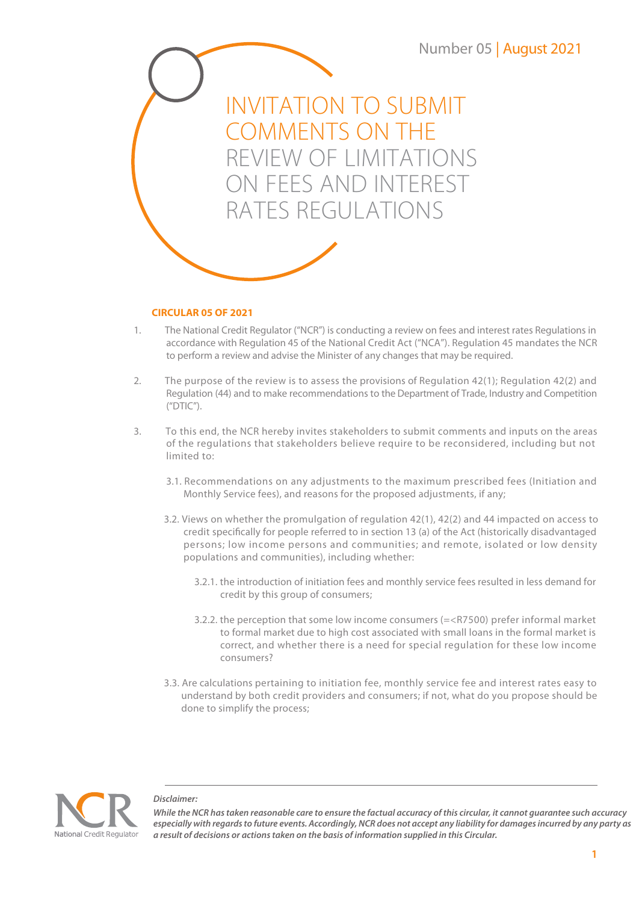Number 05 | August 2021

# INVITATION TO SUBMIT COMMENTS ON THE REVIEW OF LIMITATIONS ON FEES AND INTEREST RATES REGULATIONS

**CIRCULAR 05 OF 2021**

1. The National Credit Regulator ("NCR") is conducting a review on fees and interest rates Regulations in accordance with Regulation 45 of the National Credit Act ("NCA"). Regulation 45 mandates the NCR to perform a review and advise the Minister of any changes that may be required.

2. The purpose of the review is to assess the provisions of Regulation 42(1); Regulation 42(2) and Regulation (44) and to make recommendations to the Department of Trade, Industry and Competition ("DTIC").

3. To this end, the NCR hereby invites stakeholders to submit comments and inputs on the areas of the regulations that stakeholders believe require to be reconsidered, including but not limited to:

   3.1. Recommendations on any adjustments to the maximum prescribed fees (Initiation and Monthly Service fees), and reasons for the proposed adjustments, if any;

   3.2. Views on whether the promulgation of regulation 42(1), 42(2) and 44 impacted on access to credit specifically for people referred to in section 13 (a) of the Act (historically disadvantaged persons; low income persons and communities; and remote, isolated or low density populations and communities), including whether:

      3.2.1. the introduction of initiation fees and monthly service fees resulted in less demand for credit by this group of consumers;

      3.2.2. the perception that some low income consumers (=<R7500) prefer informal market to formal market due to high cost associated with small loans in the formal market is correct, and whether there is a need for special regulation for these low income consumers?

   3.3. Are calculations pertaining to initiation fee, monthly service fee and interest rates easy to understand by both credit providers and consumers; if not, what do you propose should be done to simplify the process;

National Credit Regulator

***Disclaimer:***
***While the NCR has taken reasonable care to ensure the factual accuracy of this circular, it cannot guarantee such accuracy especially with regards to future events. Accordingly, NCR does not accept any liability for damages incurred by any party as a result of decisions or actions taken on the basis of information supplied in this Circular.***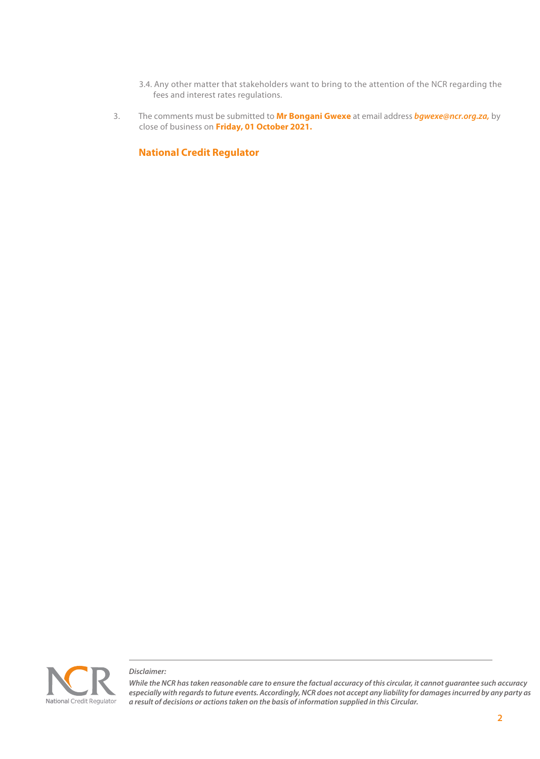3.4. Any other matter that stakeholders want to bring to the attention of the NCR regarding the fees and interest rates regulations.

3. The comments must be submitted to **Mr Bongani Gwexe** at email address ***bgwexe@ncr.org.za,*** by close of business on **Friday, 01 October 2021.**

**National Credit Regulator**

*Disclaimer:*

***While the NCR has taken reasonable care to ensure the factual accuracy of this circular, it cannot guarantee such accuracy especially with regards to future events. Accordingly, NCR does not accept any liability for damages incurred by any party as a result of decisions or actions taken on the basis of information supplied in this Circular.***